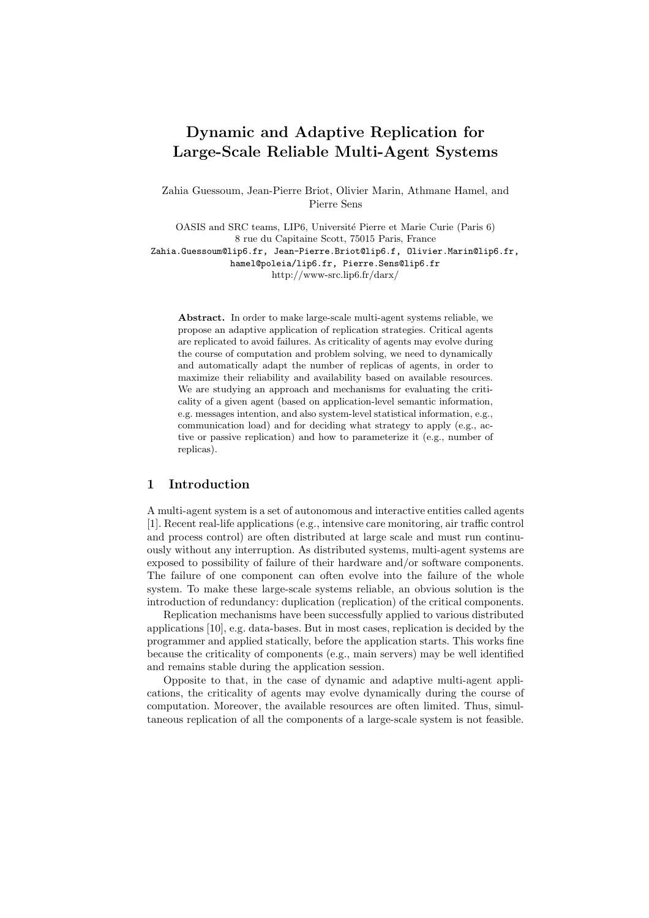# Dynamic and Adaptive Replication for Large-Scale Reliable Multi-Agent Systems

Zahia Guessoum, Jean-Pierre Briot, Olivier Marin, Athmane Hamel, and Pierre Sens

OASIS and SRC teams, LIP6, Université Pierre et Marie Curie (Paris 6)
8 rue du Capitaine Scott, 75015 Paris, France
Zahia.Guessoum@lip6.fr, Jean-Pierre.Briot@lip6.f, Olivier.Marin@lip6.fr, hamel@poleia/lip6.fr, Pierre.Sens@lip6.fr
http://www-src.lip6.fr/darx/

**Abstract.** In order to make large-scale multi-agent systems reliable, we propose an adaptive application of replication strategies. Critical agents are replicated to avoid failures. As criticality of agents may evolve during the course of computation and problem solving, we need to dynamically and automatically adapt the number of replicas of agents, in order to maximize their reliability and availability based on available resources. We are studying an approach and mechanisms for evaluating the criticality of a given agent (based on application-level semantic information, e.g. messages intention, and also system-level statistical information, e.g., communication load) and for deciding what strategy to apply (e.g., active or passive replication) and how to parameterize it (e.g., number of replicas).

## 1 Introduction

A multi-agent system is a set of autonomous and interactive entities called agents [1]. Recent real-life applications (e.g., intensive care monitoring, air traffic control and process control) are often distributed at large scale and must run continuously without any interruption. As distributed systems, multi-agent systems are exposed to possibility of failure of their hardware and/or software components. The failure of one component can often evolve into the failure of the whole system. To make these large-scale systems reliable, an obvious solution is the introduction of redundancy: duplication (replication) of the critical components.

Replication mechanisms have been successfully applied to various distributed applications [10], e.g. data-bases. But in most cases, replication is decided by the programmer and applied statically, before the application starts. This works fine because the criticality of components (e.g., main servers) may be well identified and remains stable during the application session.

Opposite to that, in the case of dynamic and adaptive multi-agent applications, the criticality of agents may evolve dynamically during the course of computation. Moreover, the available resources are often limited. Thus, simultaneous replication of all the components of a large-scale system is not feasible.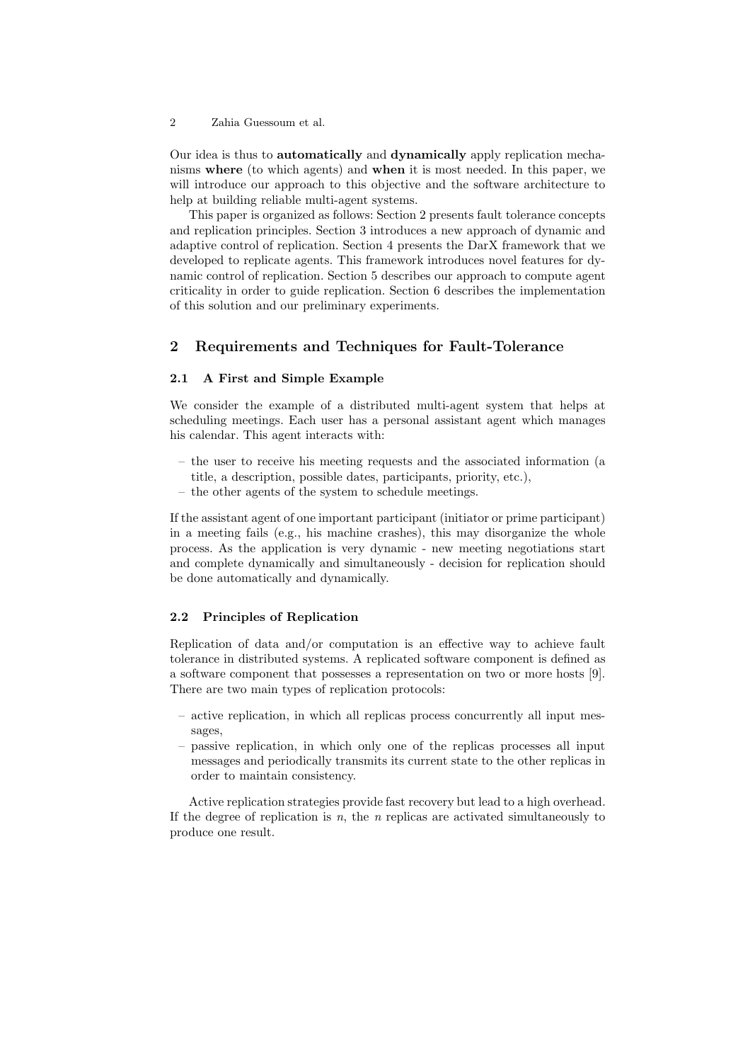Our idea is thus to **automatically** and **dynamically** apply replication mechanisms **where** (to which agents) and **when** it is most needed. In this paper, we will introduce our approach to this objective and the software architecture to help at building reliable multi-agent systems.

This paper is organized as follows: Section 2 presents fault tolerance concepts and replication principles. Section 3 introduces a new approach of dynamic and adaptive control of replication. Section 4 presents the DarX framework that we developed to replicate agents. This framework introduces novel features for dynamic control of replication. Section 5 describes our approach to compute agent criticality in order to guide replication. Section 6 describes the implementation of this solution and our preliminary experiments.

## 2 Requirements and Techniques for Fault-Tolerance

### 2.1 A First and Simple Example

We consider the example of a distributed multi-agent system that helps at scheduling meetings. Each user has a personal assistant agent which manages his calendar. This agent interacts with:

- the user to receive his meeting requests and the associated information (a title, a description, possible dates, participants, priority, etc.),
- the other agents of the system to schedule meetings.

If the assistant agent of one important participant (initiator or prime participant) in a meeting fails (e.g., his machine crashes), this may disorganize the whole process. As the application is very dynamic - new meeting negotiations start and complete dynamically and simultaneously - decision for replication should be done automatically and dynamically.

### 2.2 Principles of Replication

Replication of data and/or computation is an effective way to achieve fault tolerance in distributed systems. A replicated software component is defined as a software component that possesses a representation on two or more hosts [9]. There are two main types of replication protocols:

- active replication, in which all replicas process concurrently all input messages,
- passive replication, in which only one of the replicas processes all input messages and periodically transmits its current state to the other replicas in order to maintain consistency.

Active replication strategies provide fast recovery but lead to a high overhead. If the degree of replication is $n$, the $n$ replicas are activated simultaneously to produce one result.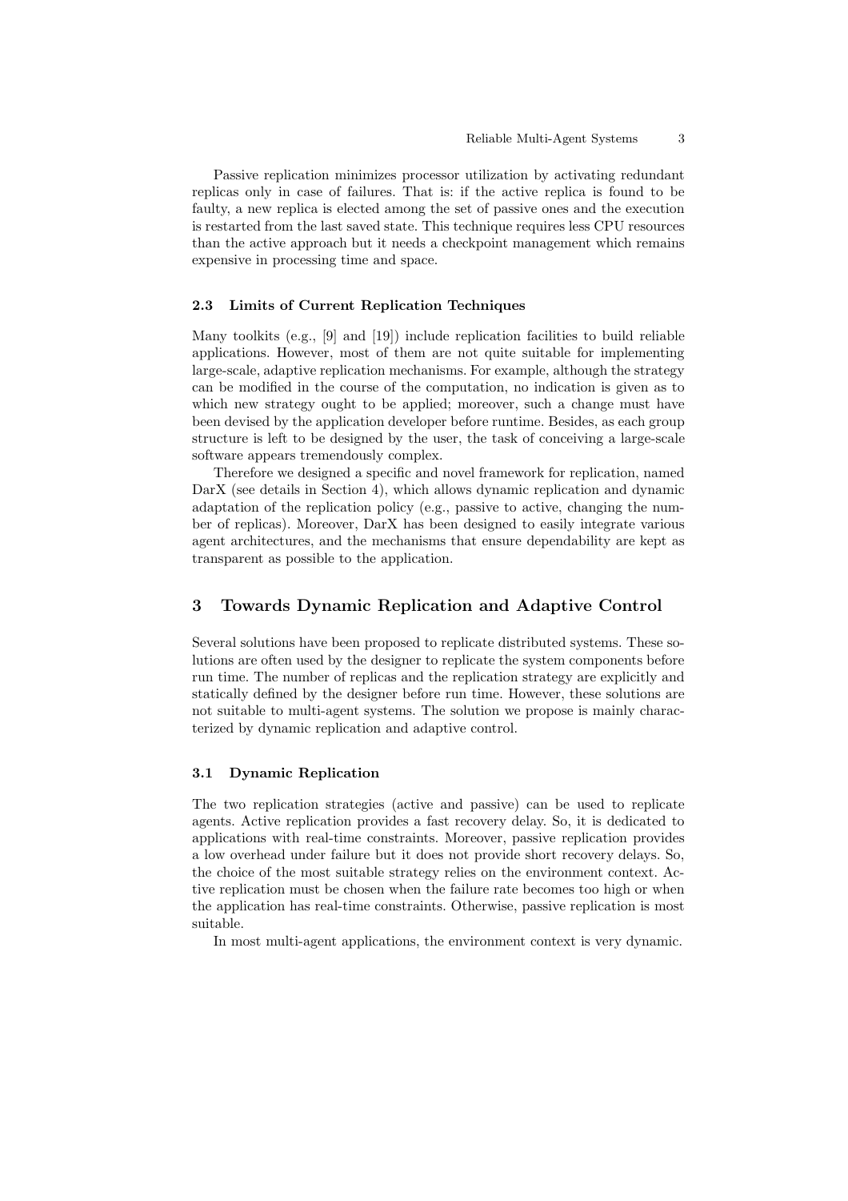Passive replication minimizes processor utilization by activating redundant replicas only in case of failures. That is: if the active replica is found to be faulty, a new replica is elected among the set of passive ones and the execution is restarted from the last saved state. This technique requires less CPU resources than the active approach but it needs a checkpoint management which remains expensive in processing time and space.

### 2.3 Limits of Current Replication Techniques

Many toolkits (e.g., [9] and [19]) include replication facilities to build reliable applications. However, most of them are not quite suitable for implementing large-scale, adaptive replication mechanisms. For example, although the strategy can be modified in the course of the computation, no indication is given as to which new strategy ought to be applied; moreover, such a change must have been devised by the application developer before runtime. Besides, as each group structure is left to be designed by the user, the task of conceiving a large-scale software appears tremendously complex.

Therefore we designed a specific and novel framework for replication, named DarX (see details in Section 4), which allows dynamic replication and dynamic adaptation of the replication policy (e.g., passive to active, changing the number of replicas). Moreover, DarX has been designed to easily integrate various agent architectures, and the mechanisms that ensure dependability are kept as transparent as possible to the application.

## 3 Towards Dynamic Replication and Adaptive Control

Several solutions have been proposed to replicate distributed systems. These solutions are often used by the designer to replicate the system components before run time. The number of replicas and the replication strategy are explicitly and statically defined by the designer before run time. However, these solutions are not suitable to multi-agent systems. The solution we propose is mainly characterized by dynamic replication and adaptive control.

### 3.1 Dynamic Replication

The two replication strategies (active and passive) can be used to replicate agents. Active replication provides a fast recovery delay. So, it is dedicated to applications with real-time constraints. Moreover, passive replication provides a low overhead under failure but it does not provide short recovery delays. So, the choice of the most suitable strategy relies on the environment context. Active replication must be chosen when the failure rate becomes too high or when the application has real-time constraints. Otherwise, passive replication is most suitable.

In most multi-agent applications, the environment context is very dynamic.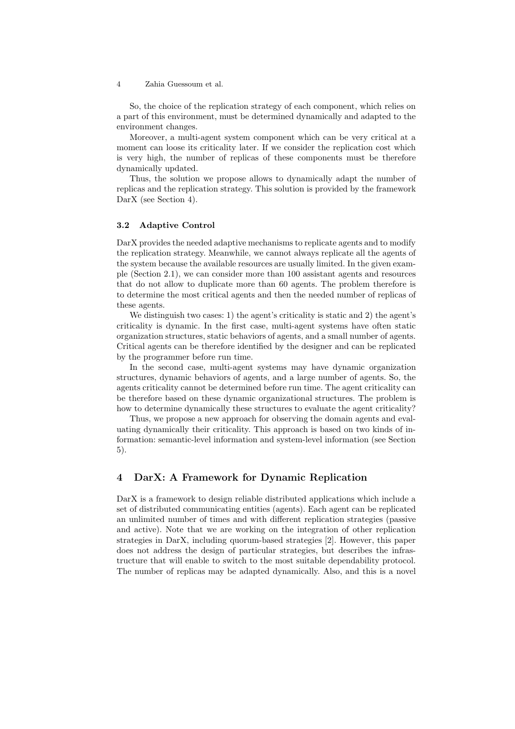So, the choice of the replication strategy of each component, which relies on a part of this environment, must be determined dynamically and adapted to the environment changes.

Moreover, a multi-agent system component which can be very critical at a moment can loose its criticality later. If we consider the replication cost which is very high, the number of replicas of these components must be therefore dynamically updated.

Thus, the solution we propose allows to dynamically adapt the number of replicas and the replication strategy. This solution is provided by the framework DarX (see Section 4).

### 3.2 Adaptive Control

DarX provides the needed adaptive mechanisms to replicate agents and to modify the replication strategy. Meanwhile, we cannot always replicate all the agents of the system because the available resources are usually limited. In the given example (Section 2.1), we can consider more than 100 assistant agents and resources that do not allow to duplicate more than 60 agents. The problem therefore is to determine the most critical agents and then the needed number of replicas of these agents.

We distinguish two cases: 1) the agent's criticality is static and 2) the agent's criticality is dynamic. In the first case, multi-agent systems have often static organization structures, static behaviors of agents, and a small number of agents. Critical agents can be therefore identified by the designer and can be replicated by the programmer before run time.

In the second case, multi-agent systems may have dynamic organization structures, dynamic behaviors of agents, and a large number of agents. So, the agents criticality cannot be determined before run time. The agent criticality can be therefore based on these dynamic organizational structures. The problem is how to determine dynamically these structures to evaluate the agent criticality?

Thus, we propose a new approach for observing the domain agents and evaluating dynamically their criticality. This approach is based on two kinds of information: semantic-level information and system-level information (see Section 5).

## 4 DarX: A Framework for Dynamic Replication

DarX is a framework to design reliable distributed applications which include a set of distributed communicating entities (agents). Each agent can be replicated an unlimited number of times and with different replication strategies (passive and active). Note that we are working on the integration of other replication strategies in DarX, including quorum-based strategies [2]. However, this paper does not address the design of particular strategies, but describes the infrastructure that will enable to switch to the most suitable dependability protocol. The number of replicas may be adapted dynamically. Also, and this is a novel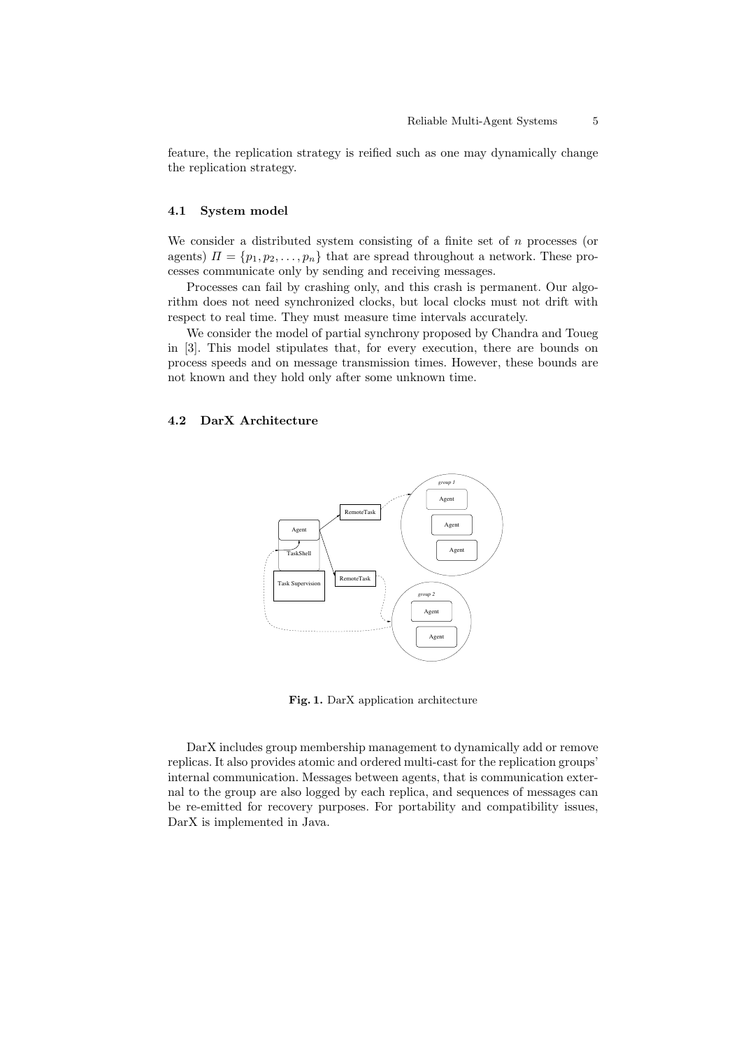feature, the replication strategy is reified such as one may dynamically change the replication strategy.

### 4.1 System model

We consider a distributed system consisting of a finite set of $n$ processes (or agents) $\Pi = \{p_1, p_2, \ldots, p_n\}$ that are spread throughout a network. These processes communicate only by sending and receiving messages.

Processes can fail by crashing only, and this crash is permanent. Our algorithm does not need synchronized clocks, but local clocks must not drift with respect to real time. They must measure time intervals accurately.

We consider the model of partial synchrony proposed by Chandra and Toueg in [3]. This model stipulates that, for every execution, there are bounds on process speeds and on message transmission times. However, these bounds are not known and they hold only after some unknown time.

### 4.2 DarX Architecture

**Fig. 1.** DarX application architecture

DarX includes group membership management to dynamically add or remove replicas. It also provides atomic and ordered multi-cast for the replication groups' internal communication. Messages between agents, that is communication external to the group are also logged by each replica, and sequences of messages can be re-emitted for recovery purposes. For portability and compatibility issues, DarX is implemented in Java.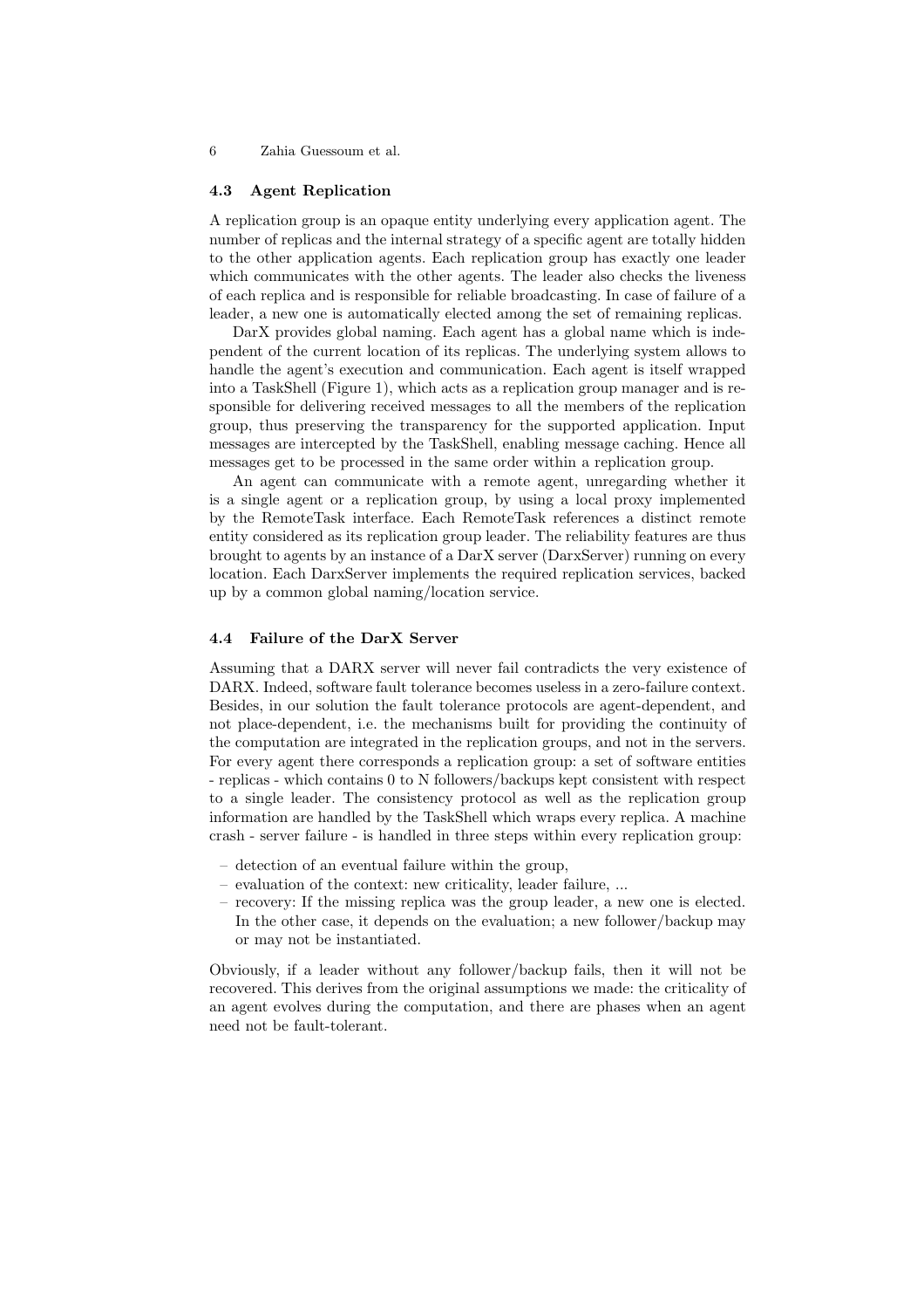### 4.3 Agent Replication

A replication group is an opaque entity underlying every application agent. The number of replicas and the internal strategy of a specific agent are totally hidden to the other application agents. Each replication group has exactly one leader which communicates with the other agents. The leader also checks the liveness of each replica and is responsible for reliable broadcasting. In case of failure of a leader, a new one is automatically elected among the set of remaining replicas.

DarX provides global naming. Each agent has a global name which is independent of the current location of its replicas. The underlying system allows to handle the agent's execution and communication. Each agent is itself wrapped into a TaskShell (Figure 1), which acts as a replication group manager and is responsible for delivering received messages to all the members of the replication group, thus preserving the transparency for the supported application. Input messages are intercepted by the TaskShell, enabling message caching. Hence all messages get to be processed in the same order within a replication group.

An agent can communicate with a remote agent, unregarding whether it is a single agent or a replication group, by using a local proxy implemented by the RemoteTask interface. Each RemoteTask references a distinct remote entity considered as its replication group leader. The reliability features are thus brought to agents by an instance of a DarX server (DarxServer) running on every location. Each DarxServer implements the required replication services, backed up by a common global naming/location service.

### 4.4 Failure of the DarX Server

Assuming that a DARX server will never fail contradicts the very existence of DARX. Indeed, software fault tolerance becomes useless in a zero-failure context. Besides, in our solution the fault tolerance protocols are agent-dependent, and not place-dependent, i.e. the mechanisms built for providing the continuity of the computation are integrated in the replication groups, and not in the servers. For every agent there corresponds a replication group: a set of software entities - replicas - which contains 0 to N followers/backups kept consistent with respect to a single leader. The consistency protocol as well as the replication group information are handled by the TaskShell which wraps every replica. A machine crash - server failure - is handled in three steps within every replication group:

- detection of an eventual failure within the group,
- evaluation of the context: new criticality, leader failure, ...
- recovery: If the missing replica was the group leader, a new one is elected. In the other case, it depends on the evaluation; a new follower/backup may or may not be instantiated.

Obviously, if a leader without any follower/backup fails, then it will not be recovered. This derives from the original assumptions we made: the criticality of an agent evolves during the computation, and there are phases when an agent need not be fault-tolerant.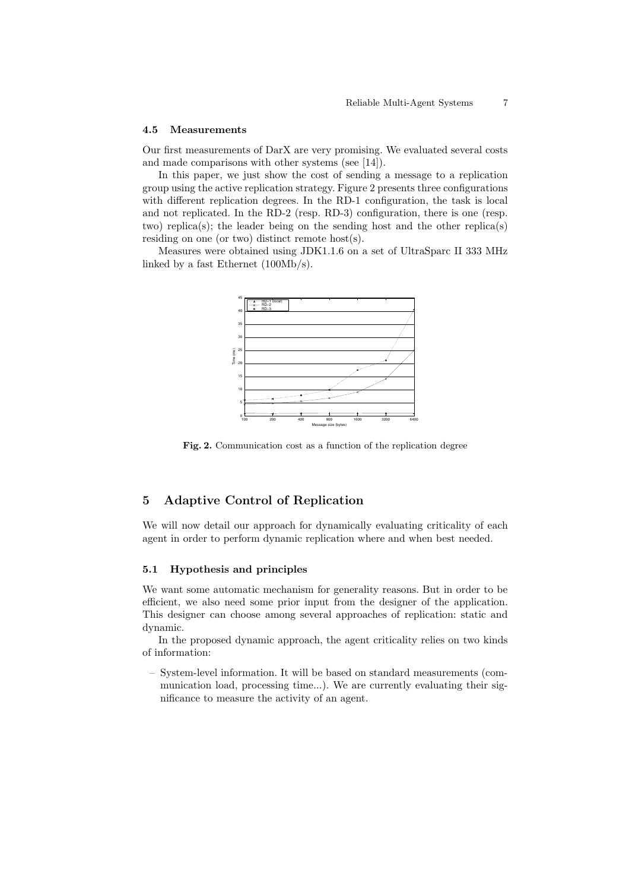### 4.5 Measurements

Our first measurements of DarX are very promising. We evaluated several costs and made comparisons with other systems (see [14]).

In this paper, we just show the cost of sending a message to a replication group using the active replication strategy. Figure 2 presents three configurations with different replication degrees. In the RD-1 configuration, the task is local and not replicated. In the RD-2 (resp. RD-3) configuration, there is one (resp. two) replica(s); the leader being on the sending host and the other replica(s) residing on one (or two) distinct remote host(s).

Measures were obtained using JDK1.1.6 on a set of UltraSparc II 333 MHz linked by a fast Ethernet (100Mb/s).

**Fig. 2.** Communication cost as a function of the replication degree

## 5 Adaptive Control of Replication

We will now detail our approach for dynamically evaluating criticality of each agent in order to perform dynamic replication where and when best needed.

### 5.1 Hypothesis and principles

We want some automatic mechanism for generality reasons. But in order to be efficient, we also need some prior input from the designer of the application. This designer can choose among several approaches of replication: static and dynamic.

In the proposed dynamic approach, the agent criticality relies on two kinds of information:

- System-level information. It will be based on standard measurements (communication load, processing time...). We are currently evaluating their significance to measure the activity of an agent.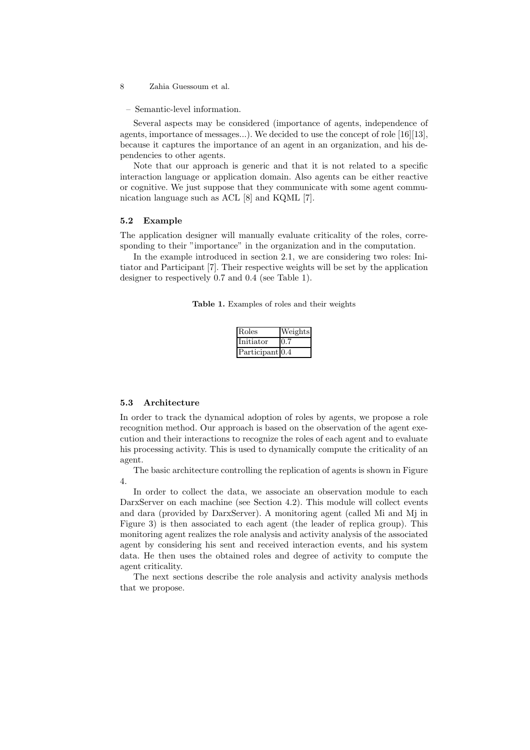– Semantic-level information.

Several aspects may be considered (importance of agents, independence of agents, importance of messages...). We decided to use the concept of role [16][13], because it captures the importance of an agent in an organization, and his dependencies to other agents.

Note that our approach is generic and that it is not related to a specific interaction language or application domain. Also agents can be either reactive or cognitive. We just suppose that they communicate with some agent communication language such as ACL [8] and KQML [7].

### 5.2 Example

The application designer will manually evaluate criticality of the roles, corresponding to their "importance" in the organization and in the computation.

In the example introduced in section 2.1, we are considering two roles: Initiator and Participant [7]. Their respective weights will be set by the application designer to respectively 0.7 and 0.4 (see Table 1).

**Table 1.** Examples of roles and their weights

| Roles | Weights |
|---|---|
| Initiator | 0.7 |
| Participant | 0.4 |

### 5.3 Architecture

In order to track the dynamical adoption of roles by agents, we propose a role recognition method. Our approach is based on the observation of the agent execution and their interactions to recognize the roles of each agent and to evaluate his processing activity. This is used to dynamically compute the criticality of an agent.

The basic architecture controlling the replication of agents is shown in Figure 4.

In order to collect the data, we associate an observation module to each DarxServer on each machine (see Section 4.2). This module will collect events and dara (provided by DarxServer). A monitoring agent (called Mi and Mj in Figure 3) is then associated to each agent (the leader of replica group). This monitoring agent realizes the role analysis and activity analysis of the associated agent by considering his sent and received interaction events, and his system data. He then uses the obtained roles and degree of activity to compute the agent criticality.

The next sections describe the role analysis and activity analysis methods that we propose.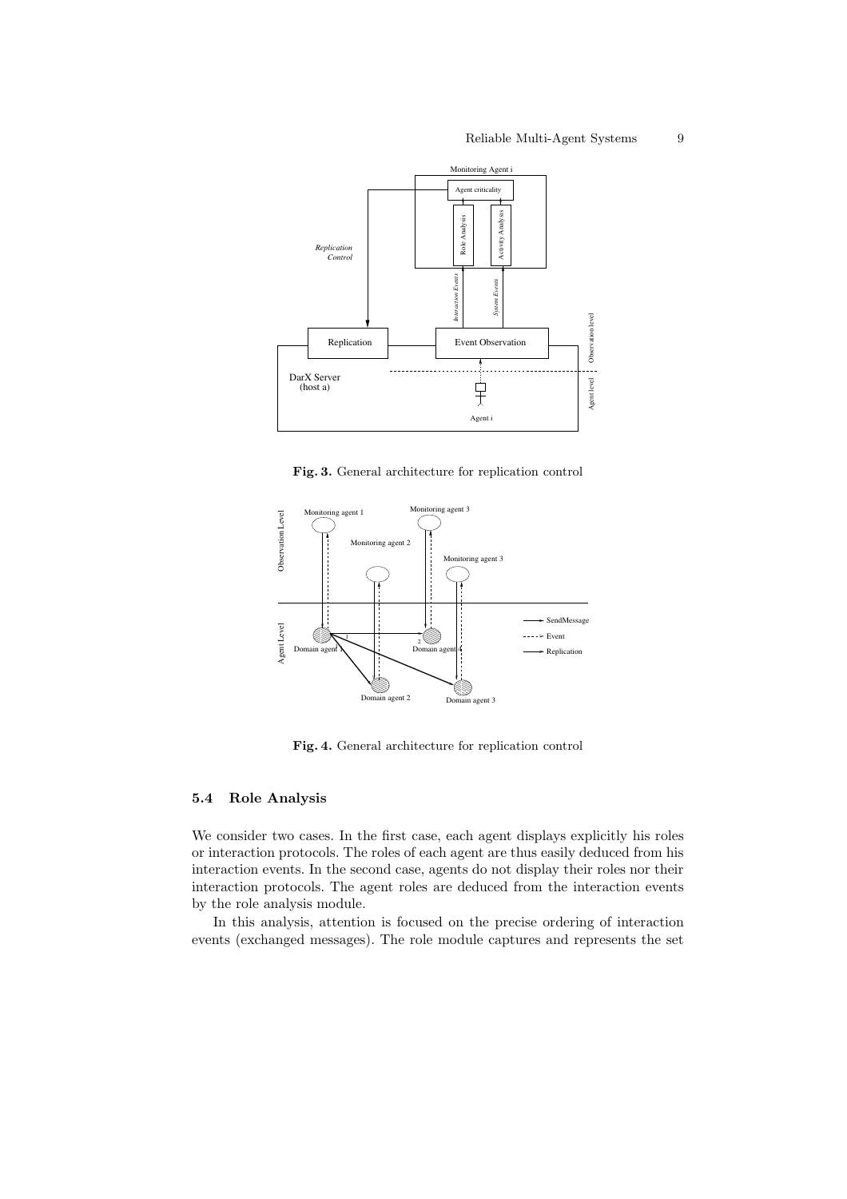Fig. 3. General architecture for replication control

Fig. 4. General architecture for replication control

### 5.4 Role Analysis

We consider two cases. In the first case, each agent displays explicitly his roles or interaction protocols. The roles of each agent are thus easily deduced from his interaction events. In the second case, agents do not display their roles nor their interaction protocols. The agent roles are deduced from the interaction events by the role analysis module.

In this analysis, attention is focused on the precise ordering of interaction events (exchanged messages). The role module captures and represents the set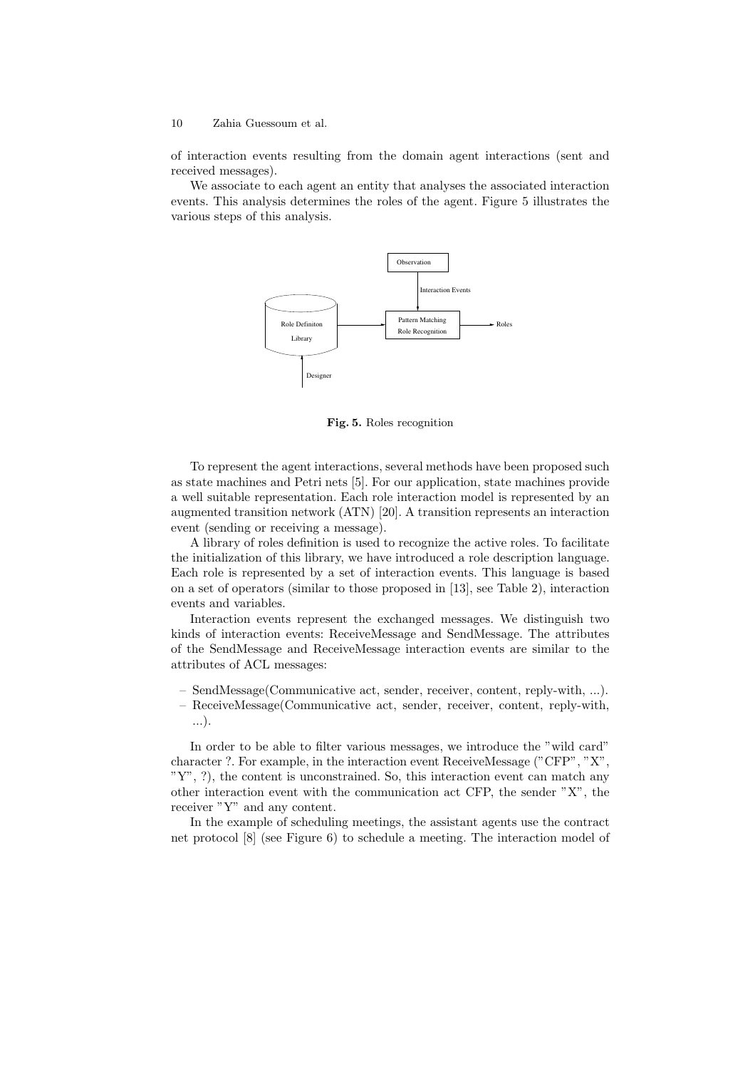of interaction events resulting from the domain agent interactions (sent and received messages).

We associate to each agent an entity that analyses the associated interaction events. This analysis determines the roles of the agent. Figure 5 illustrates the various steps of this analysis.

**Fig. 5.** Roles recognition

To represent the agent interactions, several methods have been proposed such as state machines and Petri nets [5]. For our application, state machines provide a well suitable representation. Each role interaction model is represented by an augmented transition network (ATN) [20]. A transition represents an interaction event (sending or receiving a message).

A library of roles definition is used to recognize the active roles. To facilitate the initialization of this library, we have introduced a role description language. Each role is represented by a set of interaction events. This language is based on a set of operators (similar to those proposed in [13], see Table 2), interaction events and variables.

Interaction events represent the exchanged messages. We distinguish two kinds of interaction events: ReceiveMessage and SendMessage. The attributes of the SendMessage and ReceiveMessage interaction events are similar to the attributes of ACL messages:

- SendMessage(Communicative act, sender, receiver, content, reply-with, ...).
- ReceiveMessage(Communicative act, sender, receiver, content, reply-with, ...).

In order to be able to filter various messages, we introduce the "wild card" character ?. For example, in the interaction event ReceiveMessage ("CFP", "X", "Y", ?), the content is unconstrained. So, this interaction event can match any other interaction event with the communication act CFP, the sender "X", the receiver "Y" and any content.

In the example of scheduling meetings, the assistant agents use the contract net protocol [8] (see Figure 6) to schedule a meeting. The interaction model of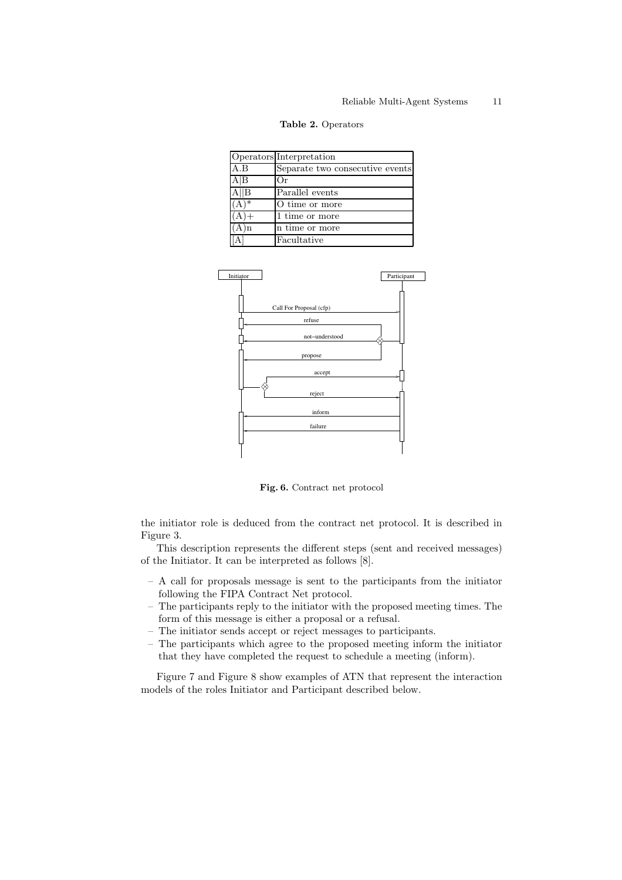**Table 2.** Operators

| Operators | Interpretation |
|---|---|
| A.B | Separate two consecutive events |
| A\|B | Or |
| A\|\|B | Parallel events |
| (A)* | O time or more |
| (A)+ | 1 time or more |
| (A)n | n time or more |
| [A] | Facultative |

**Fig. 6.** Contract net protocol

the initiator role is deduced from the contract net protocol. It is described in Figure 3.

This description represents the different steps (sent and received messages) of the Initiator. It can be interpreted as follows [8].

- A call for proposals message is sent to the participants from the initiator following the FIPA Contract Net protocol.
- The participants reply to the initiator with the proposed meeting times. The form of this message is either a proposal or a refusal.
- The initiator sends accept or reject messages to participants.
- The participants which agree to the proposed meeting inform the initiator that they have completed the request to schedule a meeting (inform).

Figure 7 and Figure 8 show examples of ATN that represent the interaction models of the roles Initiator and Participant described below.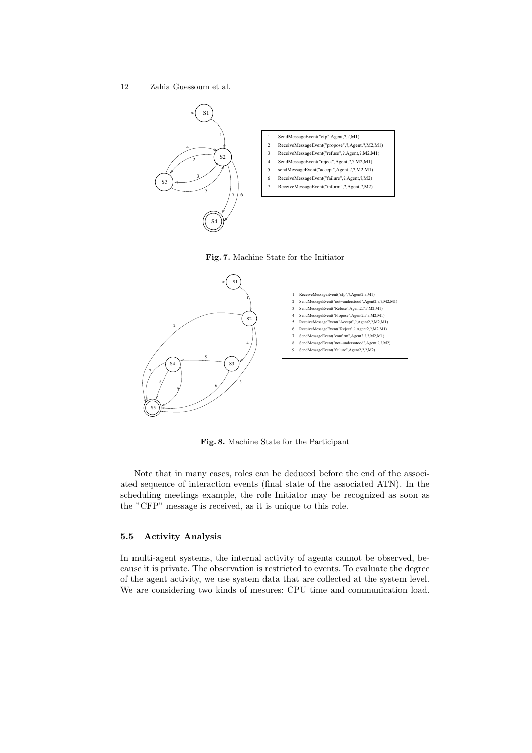1. SendMessageEvent("cfp",Agent,?,?,M1)
2. ReceiveMessageEvent("propose",?,Agent,?,M2,M1)
3. ReceiveMessageEvent("refuse",?,Agent,?,M2,M1)
4. SendMessageEvent("reject",Agent,?,?,M2,M1)
5. sendMessageEvent("accept",Agent,?,?,M2,M1)
6. ReceiveMessageEvent("failure",?,Agent,?,M2)
7. ReceiveMessageEvent("inform",?,Agent,?,M2)

**Fig. 7.** Machine State for the Initiator

1. ReceiveMessageEvent("cfp",?,Agent2,?,M1)
2. SendMessageEvent("not-understood",Agent2,?,?,M2,M1)
3. SendMessageEvent("Refuse",Agent2,?,?,M2,M1)
4. SendMessageEvent("Propose",Agent2,?,?,M2,M1)
5. ReceiveMessageEvent("Accept",?,Agent2,?,M2,M1)
6. ReceiveMessageEvent("Reject",?,Agent2,?,M2,M1)
7. SendMessageEvent("confirm",Agent2,?,?,M2,M1)
8. SendMessageEvent("not-undersotood",Agent,?,?,M2)
9. SendMessageEvent("failure",Agent2,?,?,M2)

**Fig. 8.** Machine State for the Participant

Note that in many cases, roles can be deduced before the end of the associated sequence of interaction events (final state of the associated ATN). In the scheduling meetings example, the role Initiator may be recognized as soon as the "CFP" message is received, as it is unique to this role.

### 5.5 Activity Analysis

In multi-agent systems, the internal activity of agents cannot be observed, because it is private. The observation is restricted to events. To evaluate the degree of the agent activity, we use system data that are collected at the system level. We are considering two kinds of mesures: CPU time and communication load.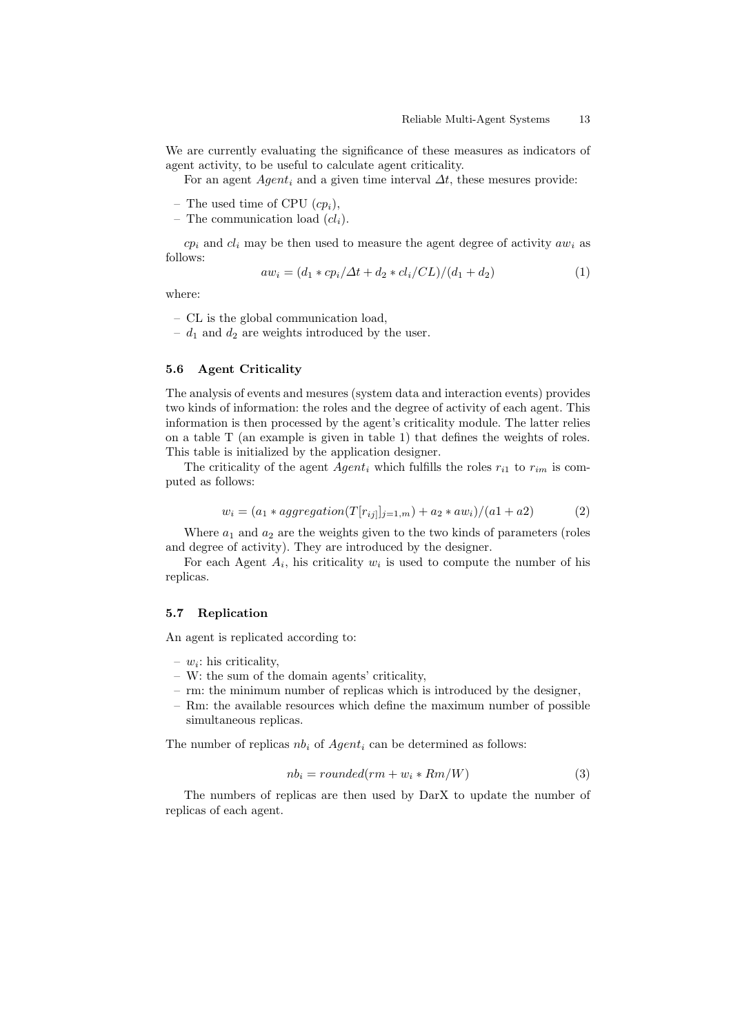We are currently evaluating the significance of these measures as indicators of agent activity, to be useful to calculate agent criticality.

For an agent $Agent_i$ and a given time interval $\Delta t$, these mesures provide:

– The used time of CPU ($cp_i$),
– The communication load ($cl_i$).

$cp_i$ and $cl_i$ may be then used to measure the agent degree of activity $aw_i$ as follows:

$$aw_i = (d_1 * cp_i/\Delta t + d_2 * cl_i/CL)/(d_1 + d_2) \quad (1)$$

where:

– CL is the global communication load,
– $d_1$ and $d_2$ are weights introduced by the user.

### 5.6 Agent Criticality

The analysis of events and mesures (system data and interaction events) provides two kinds of information: the roles and the degree of activity of each agent. This information is then processed by the agent's criticality module. The latter relies on a table T (an example is given in table 1) that defines the weights of roles. This table is initialized by the application designer.

The criticality of the agent $Agent_i$ which fulfills the roles $r_{i1}$ to $r_{im}$ is computed as follows:

$$w_i = (a_1 * aggregation(T[r_{ij]}]_{j=1,m}) + a_2 * aw_i)/(a1 + a2) \quad (2)$$

Where $a_1$ and $a_2$ are the weights given to the two kinds of parameters (roles and degree of activity). They are introduced by the designer.

For each Agent $A_i$, his criticality $w_i$ is used to compute the number of his replicas.

### 5.7 Replication

An agent is replicated according to:

– $w_i$: his criticality,
– W: the sum of the domain agents' criticality,
– rm: the minimum number of replicas which is introduced by the designer,
– Rm: the available resources which define the maximum number of possible simultaneous replicas.

The number of replicas $nb_i$ of $Agent_i$ can be determined as follows:

$$nb_i = rounded(rm + w_i * Rm/W) \quad (3)$$

The numbers of replicas are then used by DarX to update the number of replicas of each agent.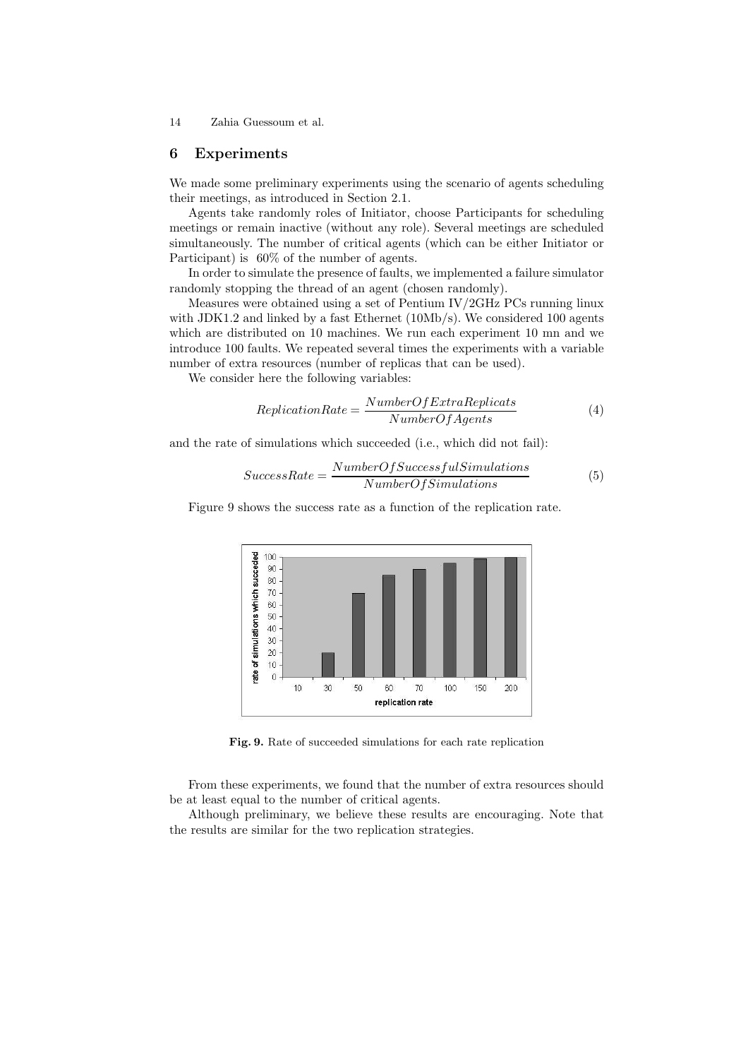## 6 Experiments

We made some preliminary experiments using the scenario of agents scheduling their meetings, as introduced in Section 2.1.

Agents take randomly roles of Initiator, choose Participants for scheduling meetings or remain inactive (without any role). Several meetings are scheduled simultaneously. The number of critical agents (which can be either Initiator or Participant) is 60% of the number of agents.

In order to simulate the presence of faults, we implemented a failure simulator randomly stopping the thread of an agent (chosen randomly).

Measures were obtained using a set of Pentium IV/2GHz PCs running linux with JDK1.2 and linked by a fast Ethernet (10Mb/s). We considered 100 agents which are distributed on 10 machines. We run each experiment 10 mn and we introduce 100 faults. We repeated several times the experiments with a variable number of extra resources (number of replicas that can be used).

We consider here the following variables:

$$ReplicationRate = \frac{NumberOfExtraReplicats}{NumberOfAgents} \tag{4}$$

and the rate of simulations which succeeded (i.e., which did not fail):

$$SuccessRate = \frac{NumberOfSuccessfulSimulations}{NumberOfSimulations} \tag{5}$$

Figure 9 shows the success rate as a function of the replication rate.

**Fig. 9.** Rate of succeeded simulations for each rate replication

From these experiments, we found that the number of extra resources should be at least equal to the number of critical agents.

Although preliminary, we believe these results are encouraging. Note that the results are similar for the two replication strategies.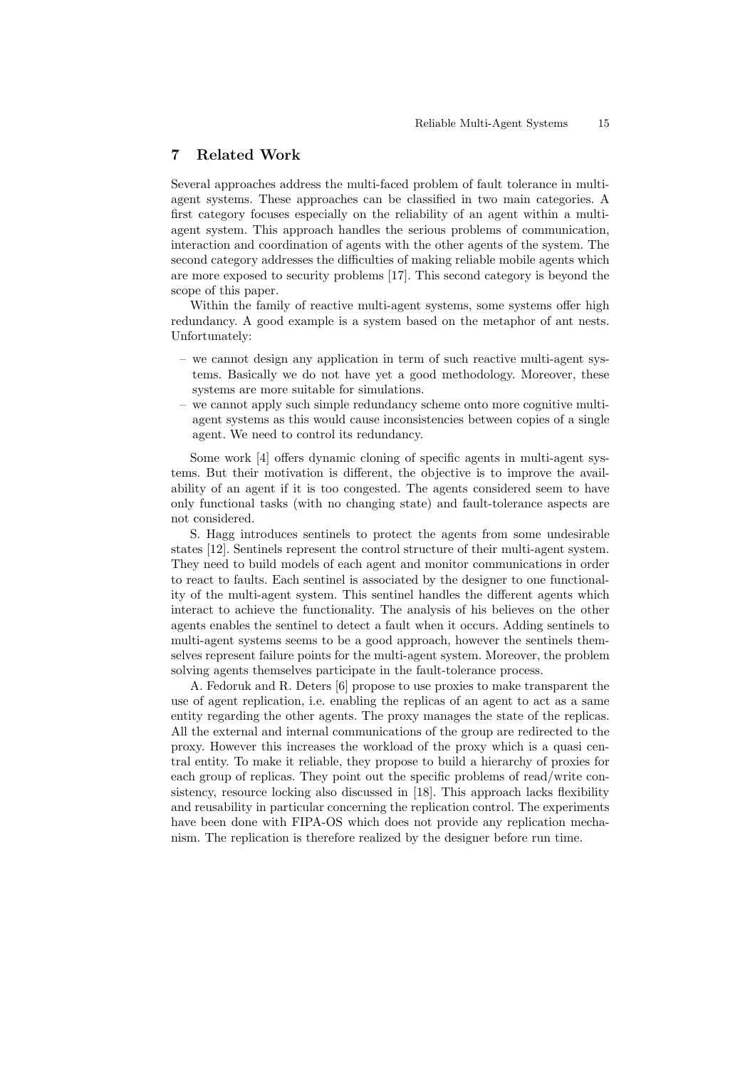## 7 Related Work

Several approaches address the multi-faced problem of fault tolerance in multi-agent systems. These approaches can be classified in two main categories. A first category focuses especially on the reliability of an agent within a multi-agent system. This approach handles the serious problems of communication, interaction and coordination of agents with the other agents of the system. The second category addresses the difficulties of making reliable mobile agents which are more exposed to security problems [17]. This second category is beyond the scope of this paper.

Within the family of reactive multi-agent systems, some systems offer high redundancy. A good example is a system based on the metaphor of ant nests. Unfortunately:

- we cannot design any application in term of such reactive multi-agent systems. Basically we do not have yet a good methodology. Moreover, these systems are more suitable for simulations.
- we cannot apply such simple redundancy scheme onto more cognitive multi-agent systems as this would cause inconsistencies between copies of a single agent. We need to control its redundancy.

Some work [4] offers dynamic cloning of specific agents in multi-agent systems. But their motivation is different, the objective is to improve the availability of an agent if it is too congested. The agents considered seem to have only functional tasks (with no changing state) and fault-tolerance aspects are not considered.

S. Hagg introduces sentinels to protect the agents from some undesirable states [12]. Sentinels represent the control structure of their multi-agent system. They need to build models of each agent and monitor communications in order to react to faults. Each sentinel is associated by the designer to one functionality of the multi-agent system. This sentinel handles the different agents which interact to achieve the functionality. The analysis of his believes on the other agents enables the sentinel to detect a fault when it occurs. Adding sentinels to multi-agent systems seems to be a good approach, however the sentinels themselves represent failure points for the multi-agent system. Moreover, the problem solving agents themselves participate in the fault-tolerance process.

A. Fedoruk and R. Deters [6] propose to use proxies to make transparent the use of agent replication, i.e. enabling the replicas of an agent to act as a same entity regarding the other agents. The proxy manages the state of the replicas. All the external and internal communications of the group are redirected to the proxy. However this increases the workload of the proxy which is a quasi central entity. To make it reliable, they propose to build a hierarchy of proxies for each group of replicas. They point out the specific problems of read/write consistency, resource locking also discussed in [18]. This approach lacks flexibility and reusability in particular concerning the replication control. The experiments have been done with FIPA-OS which does not provide any replication mechanism. The replication is therefore realized by the designer before run time.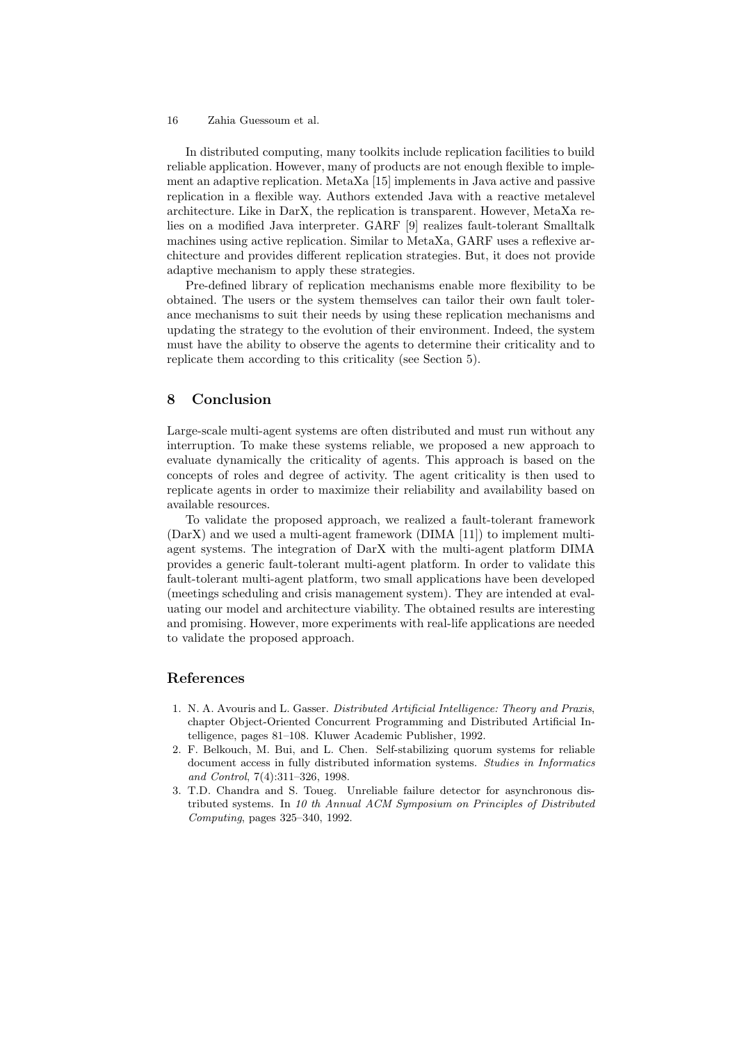In distributed computing, many toolkits include replication facilities to build reliable application. However, many of products are not enough flexible to implement an adaptive replication. MetaXa [15] implements in Java active and passive replication in a flexible way. Authors extended Java with a reactive metalevel architecture. Like in DarX, the replication is transparent. However, MetaXa relies on a modified Java interpreter. GARF [9] realizes fault-tolerant Smalltalk machines using active replication. Similar to MetaXa, GARF uses a reflexive architecture and provides different replication strategies. But, it does not provide adaptive mechanism to apply these strategies.

Pre-defined library of replication mechanisms enable more flexibility to be obtained. The users or the system themselves can tailor their own fault tolerance mechanisms to suit their needs by using these replication mechanisms and updating the strategy to the evolution of their environment. Indeed, the system must have the ability to observe the agents to determine their criticality and to replicate them according to this criticality (see Section 5).

## 8 Conclusion

Large-scale multi-agent systems are often distributed and must run without any interruption. To make these systems reliable, we proposed a new approach to evaluate dynamically the criticality of agents. This approach is based on the concepts of roles and degree of activity. The agent criticality is then used to replicate agents in order to maximize their reliability and availability based on available resources.

To validate the proposed approach, we realized a fault-tolerant framework (DarX) and we used a multi-agent framework (DIMA [11]) to implement multi-agent systems. The integration of DarX with the multi-agent platform DIMA provides a generic fault-tolerant multi-agent platform. In order to validate this fault-tolerant multi-agent platform, two small applications have been developed (meetings scheduling and crisis management system). They are intended at evaluating our model and architecture viability. The obtained results are interesting and promising. However, more experiments with real-life applications are needed to validate the proposed approach.

## References

1. N. A. Avouris and L. Gasser. *Distributed Artificial Intelligence: Theory and Praxis*, chapter Object-Oriented Concurrent Programming and Distributed Artificial Intelligence, pages 81–108. Kluwer Academic Publisher, 1992.
2. F. Belkouch, M. Bui, and L. Chen. Self-stabilizing quorum systems for reliable document access in fully distributed information systems. *Studies in Informatics and Control*, 7(4):311–326, 1998.
3. T.D. Chandra and S. Toueg. Unreliable failure detector for asynchronous distributed systems. In *10 th Annual ACM Symposium on Principles of Distributed Computing*, pages 325–340, 1992.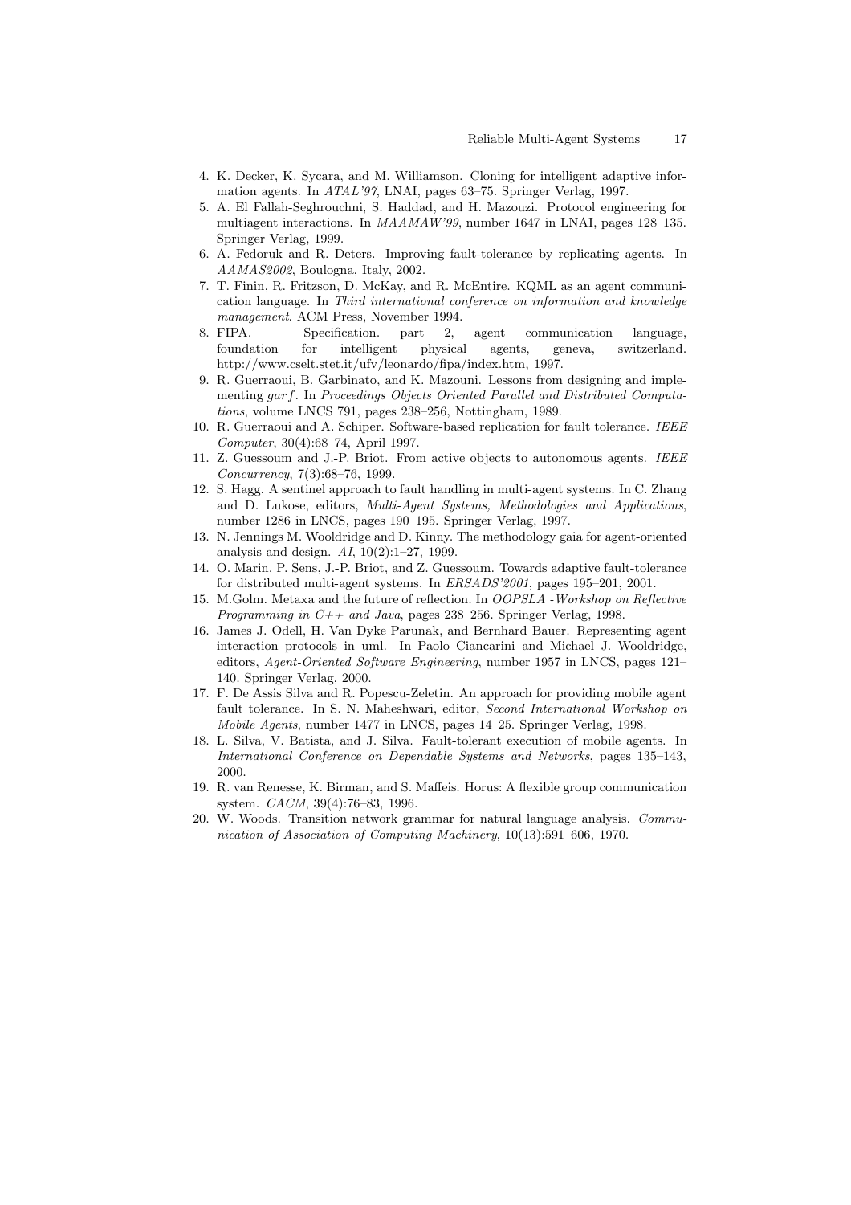4. K. Decker, K. Sycara, and M. Williamson. Cloning for intelligent adaptive information agents. In *ATAL'97*, LNAI, pages 63–75. Springer Verlag, 1997.
5. A. El Fallah-Seghrouchni, S. Haddad, and H. Mazouzi. Protocol engineering for multiagent interactions. In *MAAMAW'99*, number 1647 in LNAI, pages 128–135. Springer Verlag, 1999.
6. A. Fedoruk and R. Deters. Improving fault-tolerance by replicating agents. In *AAMAS2002*, Boulogna, Italy, 2002.
7. T. Finin, R. Fritzson, D. McKay, and R. McEntire. KQML as an agent communication language. In *Third international conference on information and knowledge management*. ACM Press, November 1994.
8. FIPA. Specification. part 2, agent communication language, foundation for intelligent physical agents, geneva, switzerland. http://www.cselt.stet.it/ufv/leonardo/fipa/index.htm, 1997.
9. R. Guerraoui, B. Garbinato, and K. Mazouni. Lessons from designing and implementing $garf$. In *Proceedings Objects Oriented Parallel and Distributed Computations*, volume LNCS 791, pages 238–256, Nottingham, 1989.
10. R. Guerraoui and A. Schiper. Software-based replication for fault tolerance. *IEEE Computer*, 30(4):68–74, April 1997.
11. Z. Guessoum and J.-P. Briot. From active objects to autonomous agents. *IEEE Concurrency*, 7(3):68–76, 1999.
12. S. Hagg. A sentinel approach to fault handling in multi-agent systems. In C. Zhang and D. Lukose, editors, *Multi-Agent Systems, Methodologies and Applications*, number 1286 in LNCS, pages 190–195. Springer Verlag, 1997.
13. N. Jennings M. Wooldridge and D. Kinny. The methodology gaia for agent-oriented analysis and design. *AI*, 10(2):1–27, 1999.
14. O. Marin, P. Sens, J.-P. Briot, and Z. Guessoum. Towards adaptive fault-tolerance for distributed multi-agent systems. In *ERSADS'2001*, pages 195–201, 2001.
15. M.Golm. Metaxa and the future of reflection. In *OOPSLA -Workshop on Reflective Programming in C++ and Java*, pages 238–256. Springer Verlag, 1998.
16. James J. Odell, H. Van Dyke Parunak, and Bernhard Bauer. Representing agent interaction protocols in uml. In Paolo Ciancarini and Michael J. Wooldridge, editors, *Agent-Oriented Software Engineering*, number 1957 in LNCS, pages 121–140. Springer Verlag, 2000.
17. F. De Assis Silva and R. Popescu-Zeletin. An approach for providing mobile agent fault tolerance. In S. N. Maheshwari, editor, *Second International Workshop on Mobile Agents*, number 1477 in LNCS, pages 14–25. Springer Verlag, 1998.
18. L. Silva, V. Batista, and J. Silva. Fault-tolerant execution of mobile agents. In *International Conference on Dependable Systems and Networks*, pages 135–143, 2000.
19. R. van Renesse, K. Birman, and S. Maffeis. Horus: A flexible group communication system. *CACM*, 39(4):76–83, 1996.
20. W. Woods. Transition network grammar for natural language analysis. *Communication of Association of Computing Machinery*, 10(13):591–606, 1970.